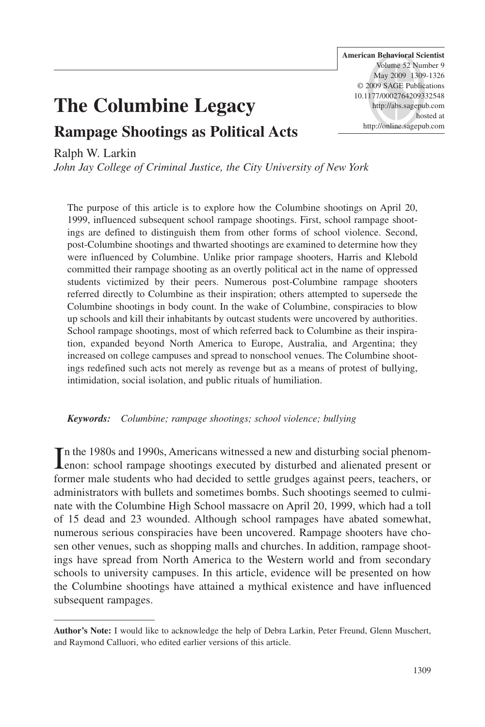# The Columbine Legacy

## Rampage Shootings as Political Acts

Ralph W. Larkin

*John Jay College of Criminal Justice, the City University of New York*

The purpose of this article is to explore how the Columbine shootings on April 20, 1999, influenced subsequent school rampage shootings. First, school rampage shootings are defined to distinguish them from other forms of school violence. Second, post-Columbine shootings and thwarted shootings are examined to determine how they were influenced by Columbine. Unlike prior rampage shooters, Harris and Klebold committed their rampage shooting as an overtly political act in the name of oppressed students victimized by their peers. Numerous post-Columbine rampage shooters referred directly to Columbine as their inspiration; others attempted to supersede the Columbine shootings in body count. In the wake of Columbine, conspiracies to blow up schools and kill their inhabitants by outcast students were uncovered by authorities. School rampage shootings, most of which referred back to Columbine as their inspiration, expanded beyond North America to Europe, Australia, and Argentina; they increased on college campuses and spread to nonschool venues. The Columbine shootings redefined such acts not merely as revenge but as a means of protest of bullying, intimidation, social isolation, and public rituals of humiliation.

***Keywords:*** *Columbine; rampage shootings; school violence; bullying*

In the 1980s and 1990s, Americans witnessed a new and disturbing social phenomenon: school rampage shootings executed by disturbed and alienated present or former male students who had decided to settle grudges against peers, teachers, or administrators with bullets and sometimes bombs. Such shootings seemed to culminate with the Columbine High School massacre on April 20, 1999, which had a toll of 15 dead and 23 wounded. Although school rampages have abated somewhat, numerous serious conspiracies have been uncovered. Rampage shooters have chosen other venues, such as shopping malls and churches. In addition, rampage shootings have spread from North America to the Western world and from secondary schools to university campuses. In this article, evidence will be presented on how the Columbine shootings have attained a mythical existence and have influenced subsequent rampages.

**Author's Note:** I would like to acknowledge the help of Debra Larkin, Peter Freund, Glenn Muschert, and Raymond Calluori, who edited earlier versions of this article.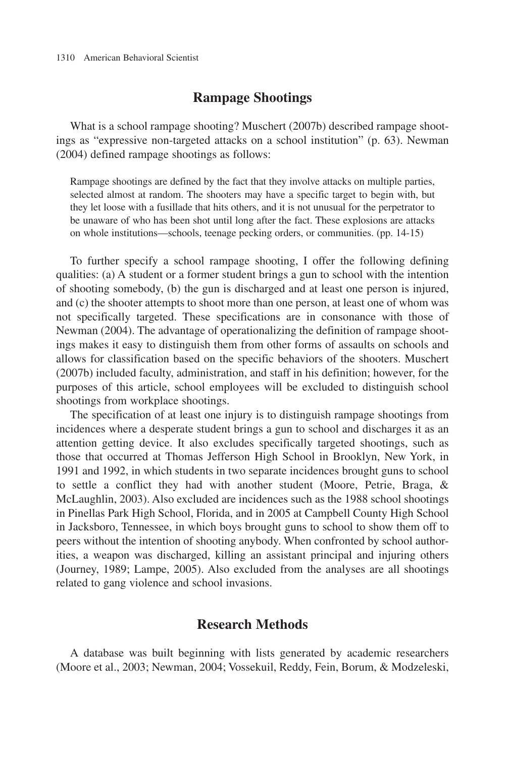## Rampage Shootings

What is a school rampage shooting? Muschert (2007b) described rampage shootings as "expressive non-targeted attacks on a school institution" (p. 63). Newman (2004) defined rampage shootings as follows:

> Rampage shootings are defined by the fact that they involve attacks on multiple parties, selected almost at random. The shooters may have a specific target to begin with, but they let loose with a fusillade that hits others, and it is not unusual for the perpetrator to be unaware of who has been shot until long after the fact. These explosions are attacks on whole institutions—schools, teenage pecking orders, or communities. (pp. 14-15)

To further specify a school rampage shooting, I offer the following defining qualities: (a) A student or a former student brings a gun to school with the intention of shooting somebody, (b) the gun is discharged and at least one person is injured, and (c) the shooter attempts to shoot more than one person, at least one of whom was not specifically targeted. These specifications are in consonance with those of Newman (2004). The advantage of operationalizing the definition of rampage shootings makes it easy to distinguish them from other forms of assaults on schools and allows for classification based on the specific behaviors of the shooters. Muschert (2007b) included faculty, administration, and staff in his definition; however, for the purposes of this article, school employees will be excluded to distinguish school shootings from workplace shootings.

The specification of at least one injury is to distinguish rampage shootings from incidences where a desperate student brings a gun to school and discharges it as an attention getting device. It also excludes specifically targeted shootings, such as those that occurred at Thomas Jefferson High School in Brooklyn, New York, in 1991 and 1992, in which students in two separate incidences brought guns to school to settle a conflict they had with another student (Moore, Petrie, Braga, & McLaughlin, 2003). Also excluded are incidences such as the 1988 school shootings in Pinellas Park High School, Florida, and in 2005 at Campbell County High School in Jacksboro, Tennessee, in which boys brought guns to school to show them off to peers without the intention of shooting anybody. When confronted by school authorities, a weapon was discharged, killing an assistant principal and injuring others (Journey, 1989; Lampe, 2005). Also excluded from the analyses are all shootings related to gang violence and school invasions.

## Research Methods

A database was built beginning with lists generated by academic researchers (Moore et al., 2003; Newman, 2004; Vossekuil, Reddy, Fein, Borum, & Modzeleski,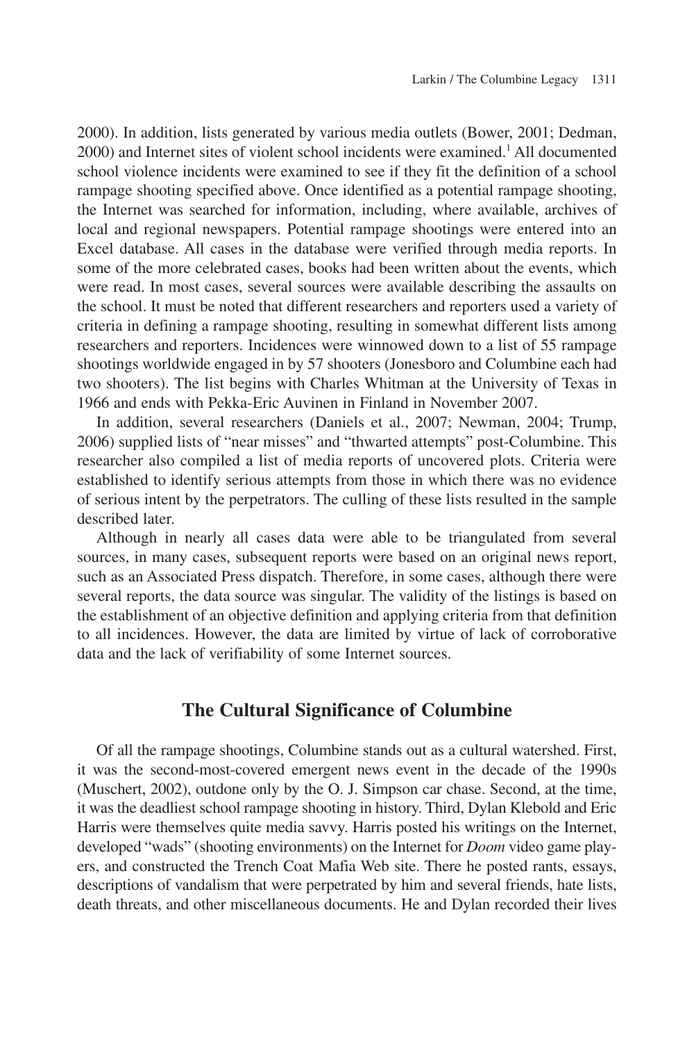2000). In addition, lists generated by various media outlets (Bower, 2001; Dedman, 2000) and Internet sites of violent school incidents were examined.[1] All documented school violence incidents were examined to see if they fit the definition of a school rampage shooting specified above. Once identified as a potential rampage shooting, the Internet was searched for information, including, where available, archives of local and regional newspapers. Potential rampage shootings were entered into an Excel database. All cases in the database were verified through media reports. In some of the more celebrated cases, books had been written about the events, which were read. In most cases, several sources were available describing the assaults on the school. It must be noted that different researchers and reporters used a variety of criteria in defining a rampage shooting, resulting in somewhat different lists among researchers and reporters. Incidences were winnowed down to a list of 55 rampage shootings worldwide engaged in by 57 shooters (Jonesboro and Columbine each had two shooters). The list begins with Charles Whitman at the University of Texas in 1966 and ends with Pekka-Eric Auvinen in Finland in November 2007.

In addition, several researchers (Daniels et al., 2007; Newman, 2004; Trump, 2006) supplied lists of "near misses" and "thwarted attempts" post-Columbine. This researcher also compiled a list of media reports of uncovered plots. Criteria were established to identify serious attempts from those in which there was no evidence of serious intent by the perpetrators. The culling of these lists resulted in the sample described later.

Although in nearly all cases data were able to be triangulated from several sources, in many cases, subsequent reports were based on an original news report, such as an Associated Press dispatch. Therefore, in some cases, although there were several reports, the data source was singular. The validity of the listings is based on the establishment of an objective definition and applying criteria from that definition to all incidences. However, the data are limited by virtue of lack of corroborative data and the lack of verifiability of some Internet sources.

## The Cultural Significance of Columbine

Of all the rampage shootings, Columbine stands out as a cultural watershed. First, it was the second-most-covered emergent news event in the decade of the 1990s (Muschert, 2002), outdone only by the O. J. Simpson car chase. Second, at the time, it was the deadliest school rampage shooting in history. Third, Dylan Klebold and Eric Harris were themselves quite media savvy. Harris posted his writings on the Internet, developed "wads" (shooting environments) on the Internet for *Doom* video game players, and constructed the Trench Coat Mafia Web site. There he posted rants, essays, descriptions of vandalism that were perpetrated by him and several friends, hate lists, death threats, and other miscellaneous documents. He and Dylan recorded their lives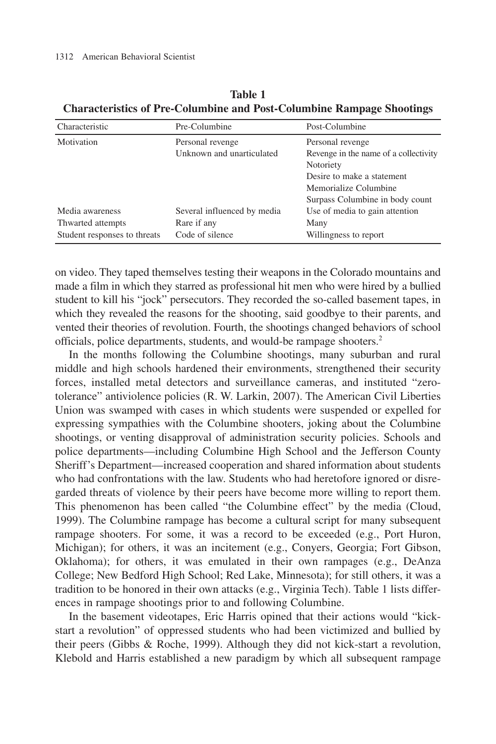**Table 1**
**Characteristics of Pre-Columbine and Post-Columbine Rampage Shootings**

| Characteristic | Pre-Columbine | Post-Columbine |
|---|---|---|
| Motivation | Personal revenge<br>Unknown and unarticulated | Personal revenge<br>Revenge in the name of a collectivity<br>Notoriety<br>Desire to make a statement<br>Memorialize Columbine<br>Surpass Columbine in body count |
| Media awareness | Several influenced by media | Use of media to gain attention |
| Thwarted attempts | Rare if any | Many |
| Student responses to threats | Code of silence | Willingness to report |

on video. They taped themselves testing their weapons in the Colorado mountains and made a film in which they starred as professional hit men who were hired by a bullied student to kill his "jock" persecutors. They recorded the so-called basement tapes, in which they revealed the reasons for the shooting, said goodbye to their parents, and vented their theories of revolution. Fourth, the shootings changed behaviors of school officials, police departments, students, and would-be rampage shooters.[2]

In the months following the Columbine shootings, many suburban and rural middle and high schools hardened their environments, strengthened their security forces, installed metal detectors and surveillance cameras, and instituted "zero-tolerance" antiviolence policies (R. W. Larkin, 2007). The American Civil Liberties Union was swamped with cases in which students were suspended or expelled for expressing sympathies with the Columbine shooters, joking about the Columbine shootings, or venting disapproval of administration security policies. Schools and police departments—including Columbine High School and the Jefferson County Sheriff's Department—increased cooperation and shared information about students who had confrontations with the law. Students who had heretofore ignored or disregarded threats of violence by their peers have become more willing to report them. This phenomenon has been called "the Columbine effect" by the media (Cloud, 1999). The Columbine rampage has become a cultural script for many subsequent rampage shooters. For some, it was a record to be exceeded (e.g., Port Huron, Michigan); for others, it was an incitement (e.g., Conyers, Georgia; Fort Gibson, Oklahoma); for others, it was emulated in their own rampages (e.g., DeAnza College; New Bedford High School; Red Lake, Minnesota); for still others, it was a tradition to be honored in their own attacks (e.g., Virginia Tech). Table 1 lists differences in rampage shootings prior to and following Columbine.

In the basement videotapes, Eric Harris opined that their actions would "kick-start a revolution" of oppressed students who had been victimized and bullied by their peers (Gibbs & Roche, 1999). Although they did not kick-start a revolution, Klebold and Harris established a new paradigm by which all subsequent rampage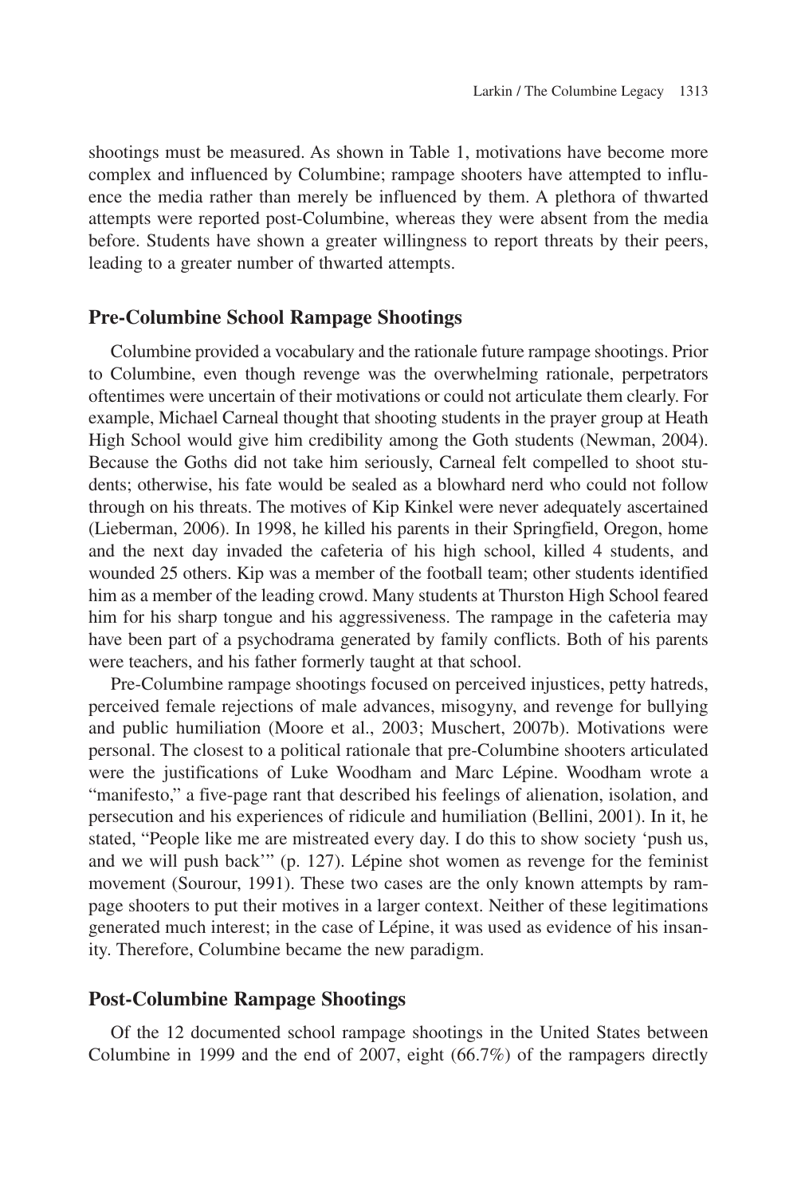shootings must be measured. As shown in Table 1, motivations have become more complex and influenced by Columbine; rampage shooters have attempted to influence the media rather than merely be influenced by them. A plethora of thwarted attempts were reported post-Columbine, whereas they were absent from the media before. Students have shown a greater willingness to report threats by their peers, leading to a greater number of thwarted attempts.

## Pre-Columbine School Rampage Shootings

Columbine provided a vocabulary and the rationale future rampage shootings. Prior to Columbine, even though revenge was the overwhelming rationale, perpetrators oftentimes were uncertain of their motivations or could not articulate them clearly. For example, Michael Carneal thought that shooting students in the prayer group at Heath High School would give him credibility among the Goth students (Newman, 2004). Because the Goths did not take him seriously, Carneal felt compelled to shoot students; otherwise, his fate would be sealed as a blowhard nerd who could not follow through on his threats. The motives of Kip Kinkel were never adequately ascertained (Lieberman, 2006). In 1998, he killed his parents in their Springfield, Oregon, home and the next day invaded the cafeteria of his high school, killed 4 students, and wounded 25 others. Kip was a member of the football team; other students identified him as a member of the leading crowd. Many students at Thurston High School feared him for his sharp tongue and his aggressiveness. The rampage in the cafeteria may have been part of a psychodrama generated by family conflicts. Both of his parents were teachers, and his father formerly taught at that school.

Pre-Columbine rampage shootings focused on perceived injustices, petty hatreds, perceived female rejections of male advances, misogyny, and revenge for bullying and public humiliation (Moore et al., 2003; Muschert, 2007b). Motivations were personal. The closest to a political rationale that pre-Columbine shooters articulated were the justifications of Luke Woodham and Marc Lépine. Woodham wrote a "manifesto," a five-page rant that described his feelings of alienation, isolation, and persecution and his experiences of ridicule and humiliation (Bellini, 2001). In it, he stated, "People like me are mistreated every day. I do this to show society 'push us, and we will push back'" (p. 127). Lépine shot women as revenge for the feminist movement (Sourour, 1991). These two cases are the only known attempts by rampage shooters to put their motives in a larger context. Neither of these legitimations generated much interest; in the case of Lépine, it was used as evidence of his insanity. Therefore, Columbine became the new paradigm.

## Post-Columbine Rampage Shootings

Of the 12 documented school rampage shootings in the United States between Columbine in 1999 and the end of 2007, eight (66.7%) of the rampagers directly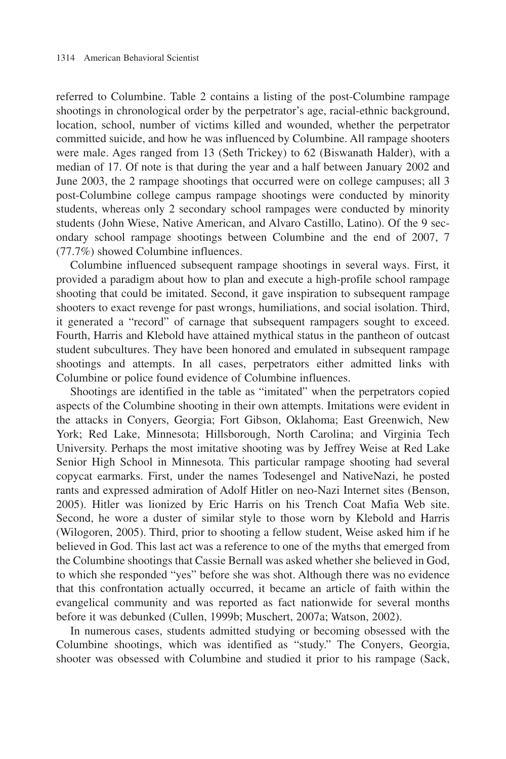referred to Columbine. Table 2 contains a listing of the post-Columbine rampage shootings in chronological order by the perpetrator's age, racial-ethnic background, location, school, number of victims killed and wounded, whether the perpetrator committed suicide, and how he was influenced by Columbine. All rampage shooters were male. Ages ranged from 13 (Seth Trickey) to 62 (Biswanath Halder), with a median of 17. Of note is that during the year and a half between January 2002 and June 2003, the 2 rampage shootings that occurred were on college campuses; all 3 post-Columbine college campus rampage shootings were conducted by minority students, whereas only 2 secondary school rampages were conducted by minority students (John Wiese, Native American, and Alvaro Castillo, Latino). Of the 9 secondary school rampage shootings between Columbine and the end of 2007, 7 (77.7%) showed Columbine influences.

Columbine influenced subsequent rampage shootings in several ways. First, it provided a paradigm about how to plan and execute a high-profile school rampage shooting that could be imitated. Second, it gave inspiration to subsequent rampage shooters to exact revenge for past wrongs, humiliations, and social isolation. Third, it generated a "record" of carnage that subsequent rampagers sought to exceed. Fourth, Harris and Klebold have attained mythical status in the pantheon of outcast student subcultures. They have been honored and emulated in subsequent rampage shootings and attempts. In all cases, perpetrators either admitted links with Columbine or police found evidence of Columbine influences.

Shootings are identified in the table as "imitated" when the perpetrators copied aspects of the Columbine shooting in their own attempts. Imitations were evident in the attacks in Conyers, Georgia; Fort Gibson, Oklahoma; East Greenwich, New York; Red Lake, Minnesota; Hillsborough, North Carolina; and Virginia Tech University. Perhaps the most imitative shooting was by Jeffrey Weise at Red Lake Senior High School in Minnesota. This particular rampage shooting had several copycat earmarks. First, under the names Todesengel and NativeNazi, he posted rants and expressed admiration of Adolf Hitler on neo-Nazi Internet sites (Benson, 2005). Hitler was lionized by Eric Harris on his Trench Coat Mafia Web site. Second, he wore a duster of similar style to those worn by Klebold and Harris (Wilogoren, 2005). Third, prior to shooting a fellow student, Weise asked him if he believed in God. This last act was a reference to one of the myths that emerged from the Columbine shootings that Cassie Bernall was asked whether she believed in God, to which she responded "yes" before she was shot. Although there was no evidence that this confrontation actually occurred, it became an article of faith within the evangelical community and was reported as fact nationwide for several months before it was debunked (Cullen, 1999b; Muschert, 2007a; Watson, 2002).

In numerous cases, students admitted studying or becoming obsessed with the Columbine shootings, which was identified as "study." The Conyers, Georgia, shooter was obsessed with Columbine and studied it prior to his rampage (Sack,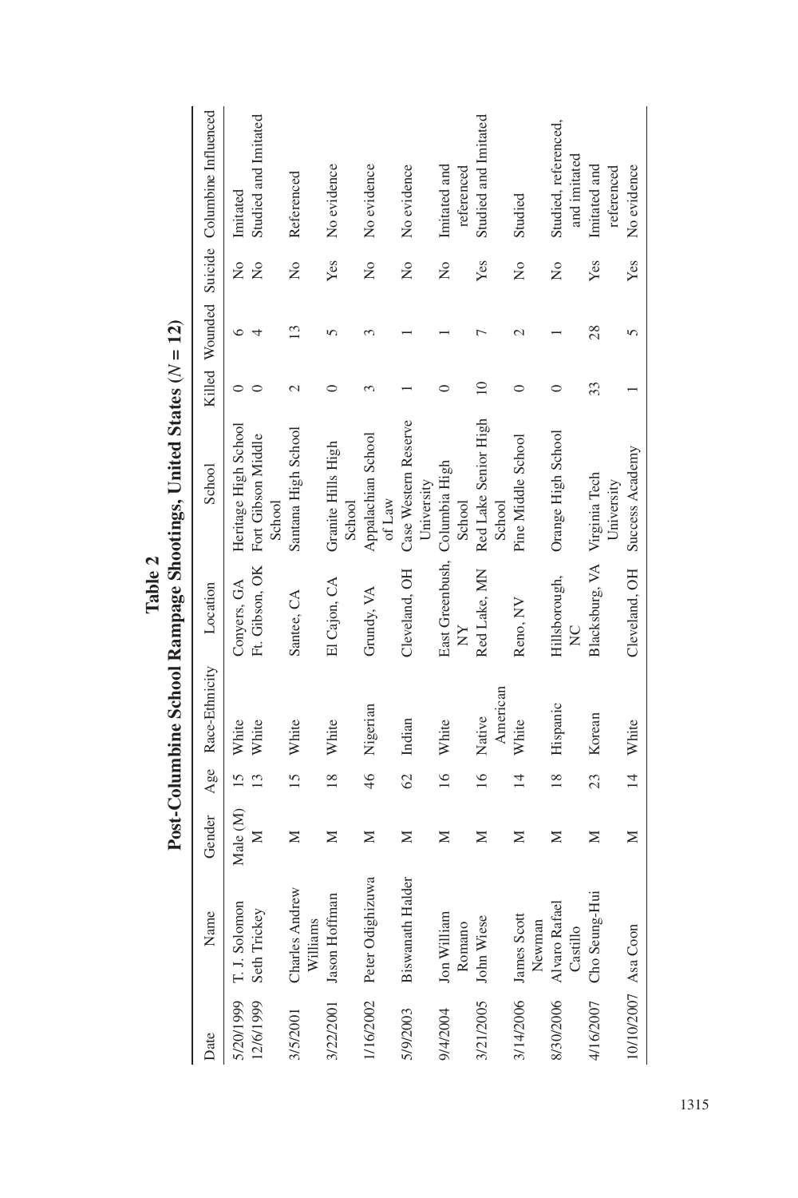**Table 2**

**Post-Columbine School Rampage Shootings, United States ($N = 12$)**

| Date | Name | Gender | Age | Race-Ethnicity | Location | School | Killed | Wounded | Suicide | Columbine Influenced |
|---|---|---|---|---|---|---|---|---|---|---|
| 5/20/1999 | T. J. Solomon | Male (M) | 15 | White | Conyers, GA | Heritage High School | 0 | 6 | No | Imitated |
| 12/6/1999 | Seth Trickey | M | 13 | White | Ft. Gibson, OK | Fort Gibson Middle School | 0 | 4 | No | Studied and Imitated |
| 3/5/2001 | Charles Andrew Williams | M | 15 | White | Santee, CA | Santana High School | 2 | 13 | No | Referenced |
| 3/22/2001 | Jason Hoffman | M | 18 | White | El Cajon, CA | Granite Hills High School | 0 | 5 | Yes | No evidence |
| 1/16/2002 | Peter Odighizuwa | M | 46 | Nigerian | Grundy, VA | Appalachian School of Law | 3 | 3 | No | No evidence |
| 5/9/2003 | Biswanath Halder | M | 62 | Indian | Cleveland, OH | Case Western Reserve University | 1 | 1 | No | No evidence |
| 9/4/2004 | Jon William Romano | M | 16 | White | East Greenbush, NY | Columbia High School | 0 | 1 | No | Imitated and referenced |
| 3/21/2005 | John Wiese | M | 16 | Native American | Red Lake, MN | Red Lake Senior High School | 10 | 7 | Yes | Studied and Imitated |
| 3/14/2006 | James Scott Newman | M | 14 | White | Reno, NV | Pine Middle School | 0 | 2 | No | Studied |
| 8/30/2006 | Alvaro Rafael Castillo | M | 18 | Hispanic | Hillsborough, NC | Orange High School | 0 | 1 | No | Studied, referenced, and imitated |
| 4/16/2007 | Cho Seung-Hui | M | 23 | Korean | Blacksburg, VA | Virginia Tech University | 33 | 28 | Yes | Imitated and referenced |
| 10/10/2007 | Asa Coon | M | 14 | White | Cleveland, OH | Success Academy | 1 | 5 | Yes | No evidence |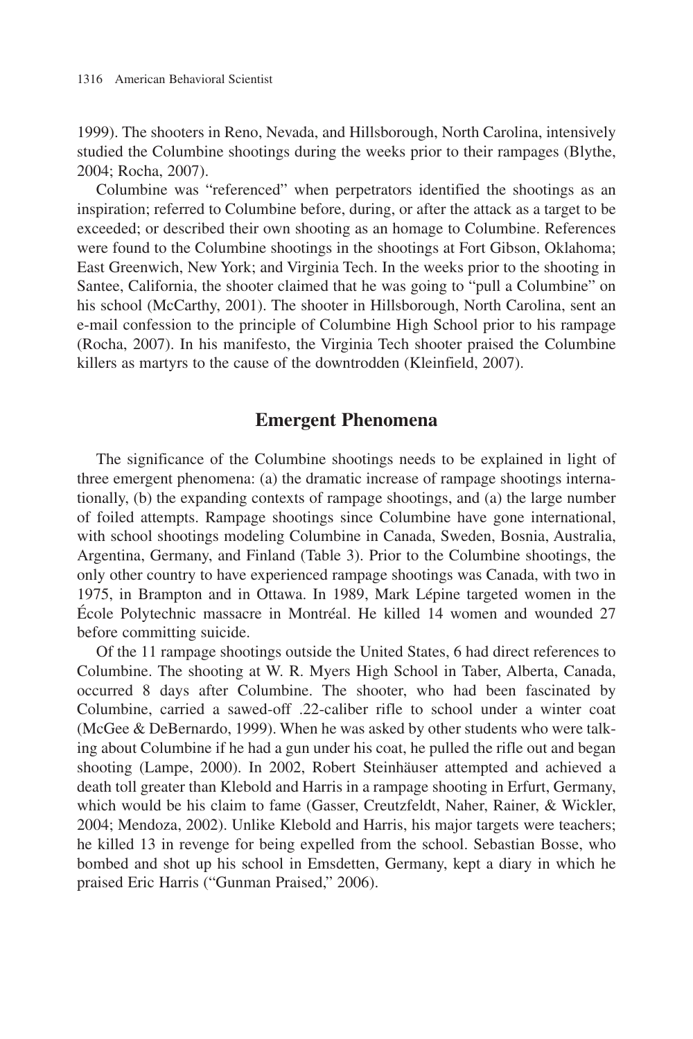1999). The shooters in Reno, Nevada, and Hillsborough, North Carolina, intensively studied the Columbine shootings during the weeks prior to their rampages (Blythe, 2004; Rocha, 2007).

Columbine was "referenced" when perpetrators identified the shootings as an inspiration; referred to Columbine before, during, or after the attack as a target to be exceeded; or described their own shooting as an homage to Columbine. References were found to the Columbine shootings in the shootings at Fort Gibson, Oklahoma; East Greenwich, New York; and Virginia Tech. In the weeks prior to the shooting in Santee, California, the shooter claimed that he was going to "pull a Columbine" on his school (McCarthy, 2001). The shooter in Hillsborough, North Carolina, sent an e-mail confession to the principle of Columbine High School prior to his rampage (Rocha, 2007). In his manifesto, the Virginia Tech shooter praised the Columbine killers as martyrs to the cause of the downtrodden (Kleinfield, 2007).

## Emergent Phenomena

The significance of the Columbine shootings needs to be explained in light of three emergent phenomena: (a) the dramatic increase of rampage shootings internationally, (b) the expanding contexts of rampage shootings, and (a) the large number of foiled attempts. Rampage shootings since Columbine have gone international, with school shootings modeling Columbine in Canada, Sweden, Bosnia, Australia, Argentina, Germany, and Finland (Table 3). Prior to the Columbine shootings, the only other country to have experienced rampage shootings was Canada, with two in 1975, in Brampton and in Ottawa. In 1989, Mark Lépine targeted women in the École Polytechnic massacre in Montréal. He killed 14 women and wounded 27 before committing suicide.

Of the 11 rampage shootings outside the United States, 6 had direct references to Columbine. The shooting at W. R. Myers High School in Taber, Alberta, Canada, occurred 8 days after Columbine. The shooter, who had been fascinated by Columbine, carried a sawed-off .22-caliber rifle to school under a winter coat (McGee & DeBernardo, 1999). When he was asked by other students who were talking about Columbine if he had a gun under his coat, he pulled the rifle out and began shooting (Lampe, 2000). In 2002, Robert Steinhäuser attempted and achieved a death toll greater than Klebold and Harris in a rampage shooting in Erfurt, Germany, which would be his claim to fame (Gasser, Creutzfeldt, Naher, Rainer, & Wickler, 2004; Mendoza, 2002). Unlike Klebold and Harris, his major targets were teachers; he killed 13 in revenge for being expelled from the school. Sebastian Bosse, who bombed and shot up his school in Emsdetten, Germany, kept a diary in which he praised Eric Harris ("Gunman Praised," 2006).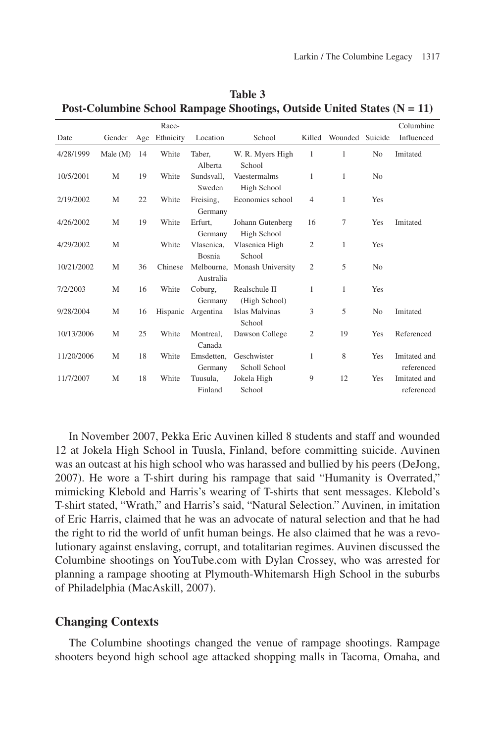**Table 3**
**Post-Columbine School Rampage Shootings, Outside United States (N = 11)**

| Date | Gender | Age | Race-Ethnicity | Location | School | Killed | Wounded | Suicide | Columbine Influenced |
|---|---|---|---|---|---|---|---|---|---|
| 4/28/1999 | Male (M) | 14 | White | Taber, Alberta | W. R. Myers High School | 1 | 1 | No | Imitated |
| 10/5/2001 | M | 19 | White | Sundsvall, Sweden | Vaestermalms High School | 1 | 1 | No | |
| 2/19/2002 | M | 22 | White | Freising, Germany | Economics school | 4 | 1 | Yes | |
| 4/26/2002 | M | 19 | White | Erfurt, Germany | Johann Gutenberg High School | 16 | 7 | Yes | Imitated |
| 4/29/2002 | M | | White | Vlasenica, Bosnia | Vlasenica High School | 2 | 1 | Yes | |
| 10/21/2002 | M | 36 | Chinese | Melbourne, Australia | Monash University | 2 | 5 | No | |
| 7/2/2003 | M | 16 | White | Coburg, Germany | Realschule II (High School) | 1 | 1 | Yes | |
| 9/28/2004 | M | 16 | Hispanic | Argentina | Islas Malvinas School | 3 | 5 | No | Imitated |
| 10/13/2006 | M | 25 | White | Montreal, Canada | Dawson College | 2 | 19 | Yes | Referenced |
| 11/20/2006 | M | 18 | White | Emsdetten, Germany | Geschwister Scholl School | 1 | 8 | Yes | Imitated and referenced |
| 11/7/2007 | M | 18 | White | Tuusula, Finland | Jokela High School | 9 | 12 | Yes | Imitated and referenced |

In November 2007, Pekka Eric Auvinen killed 8 students and staff and wounded 12 at Jokela High School in Tuusla, Finland, before committing suicide. Auvinen was an outcast at his high school who was harassed and bullied by his peers (DeJong, 2007). He wore a T-shirt during his rampage that said "Humanity is Overrated," mimicking Klebold and Harris's wearing of T-shirts that sent messages. Klebold's T-shirt stated, "Wrath," and Harris's said, "Natural Selection." Auvinen, in imitation of Eric Harris, claimed that he was an advocate of natural selection and that he had the right to rid the world of unfit human beings. He also claimed that he was a revolutionary against enslaving, corrupt, and totalitarian regimes. Auvinen discussed the Columbine shootings on YouTube.com with Dylan Crossey, who was arrested for planning a rampage shooting at Plymouth-Whitemarsh High School in the suburbs of Philadelphia (MacAskill, 2007).

## Changing Contexts

The Columbine shootings changed the venue of rampage shootings. Rampage shooters beyond high school age attacked shopping malls in Tacoma, Omaha, and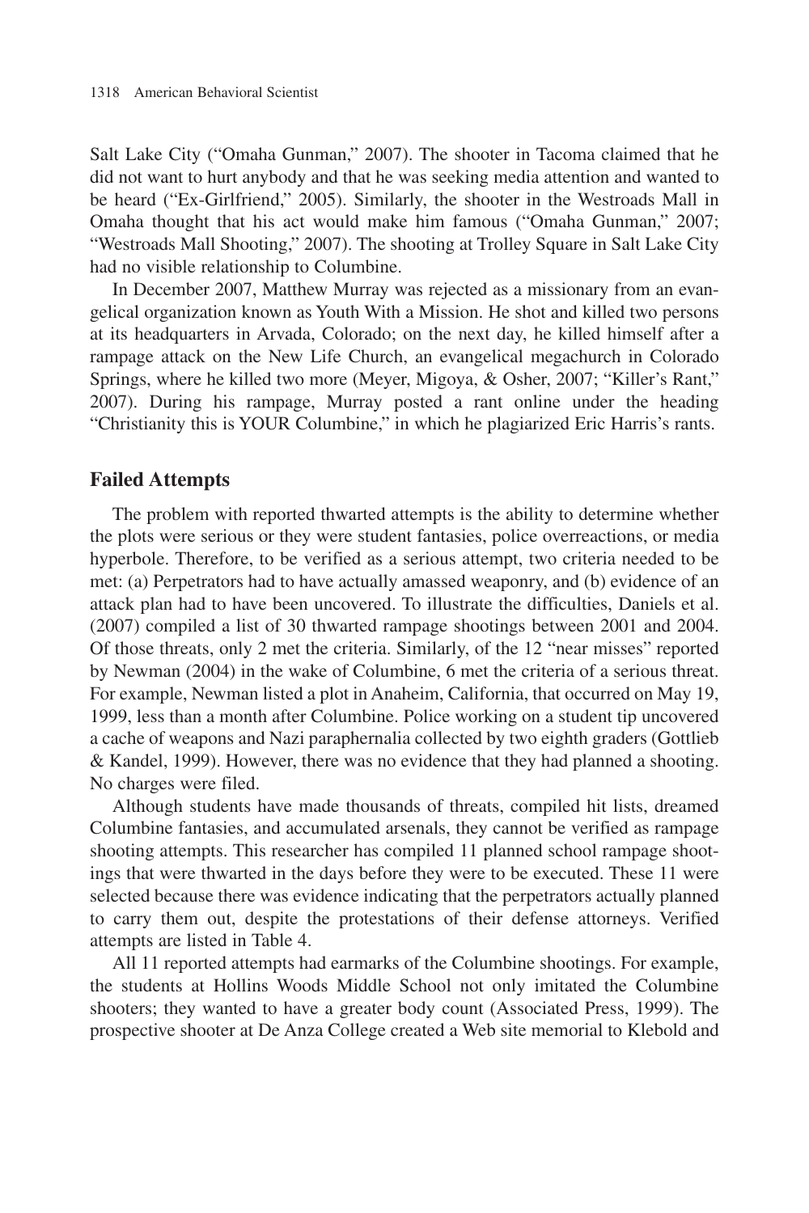Salt Lake City ("Omaha Gunman," 2007). The shooter in Tacoma claimed that he did not want to hurt anybody and that he was seeking media attention and wanted to be heard ("Ex-Girlfriend," 2005). Similarly, the shooter in the Westroads Mall in Omaha thought that his act would make him famous ("Omaha Gunman," 2007; "Westroads Mall Shooting," 2007). The shooting at Trolley Square in Salt Lake City had no visible relationship to Columbine.

In December 2007, Matthew Murray was rejected as a missionary from an evangelical organization known as Youth With a Mission. He shot and killed two persons at its headquarters in Arvada, Colorado; on the next day, he killed himself after a rampage attack on the New Life Church, an evangelical megachurch in Colorado Springs, where he killed two more (Meyer, Migoya, & Osher, 2007; "Killer's Rant," 2007). During his rampage, Murray posted a rant online under the heading "Christianity this is YOUR Columbine," in which he plagiarized Eric Harris's rants.

## Failed Attempts

The problem with reported thwarted attempts is the ability to determine whether the plots were serious or they were student fantasies, police overreactions, or media hyperbole. Therefore, to be verified as a serious attempt, two criteria needed to be met: (a) Perpetrators had to have actually amassed weaponry, and (b) evidence of an attack plan had to have been uncovered. To illustrate the difficulties, Daniels et al. (2007) compiled a list of 30 thwarted rampage shootings between 2001 and 2004. Of those threats, only 2 met the criteria. Similarly, of the 12 "near misses" reported by Newman (2004) in the wake of Columbine, 6 met the criteria of a serious threat. For example, Newman listed a plot in Anaheim, California, that occurred on May 19, 1999, less than a month after Columbine. Police working on a student tip uncovered a cache of weapons and Nazi paraphernalia collected by two eighth graders (Gottlieb & Kandel, 1999). However, there was no evidence that they had planned a shooting. No charges were filed.

Although students have made thousands of threats, compiled hit lists, dreamed Columbine fantasies, and accumulated arsenals, they cannot be verified as rampage shooting attempts. This researcher has compiled 11 planned school rampage shootings that were thwarted in the days before they were to be executed. These 11 were selected because there was evidence indicating that the perpetrators actually planned to carry them out, despite the protestations of their defense attorneys. Verified attempts are listed in Table 4.

All 11 reported attempts had earmarks of the Columbine shootings. For example, the students at Hollins Woods Middle School not only imitated the Columbine shooters; they wanted to have a greater body count (Associated Press, 1999). The prospective shooter at De Anza College created a Web site memorial to Klebold and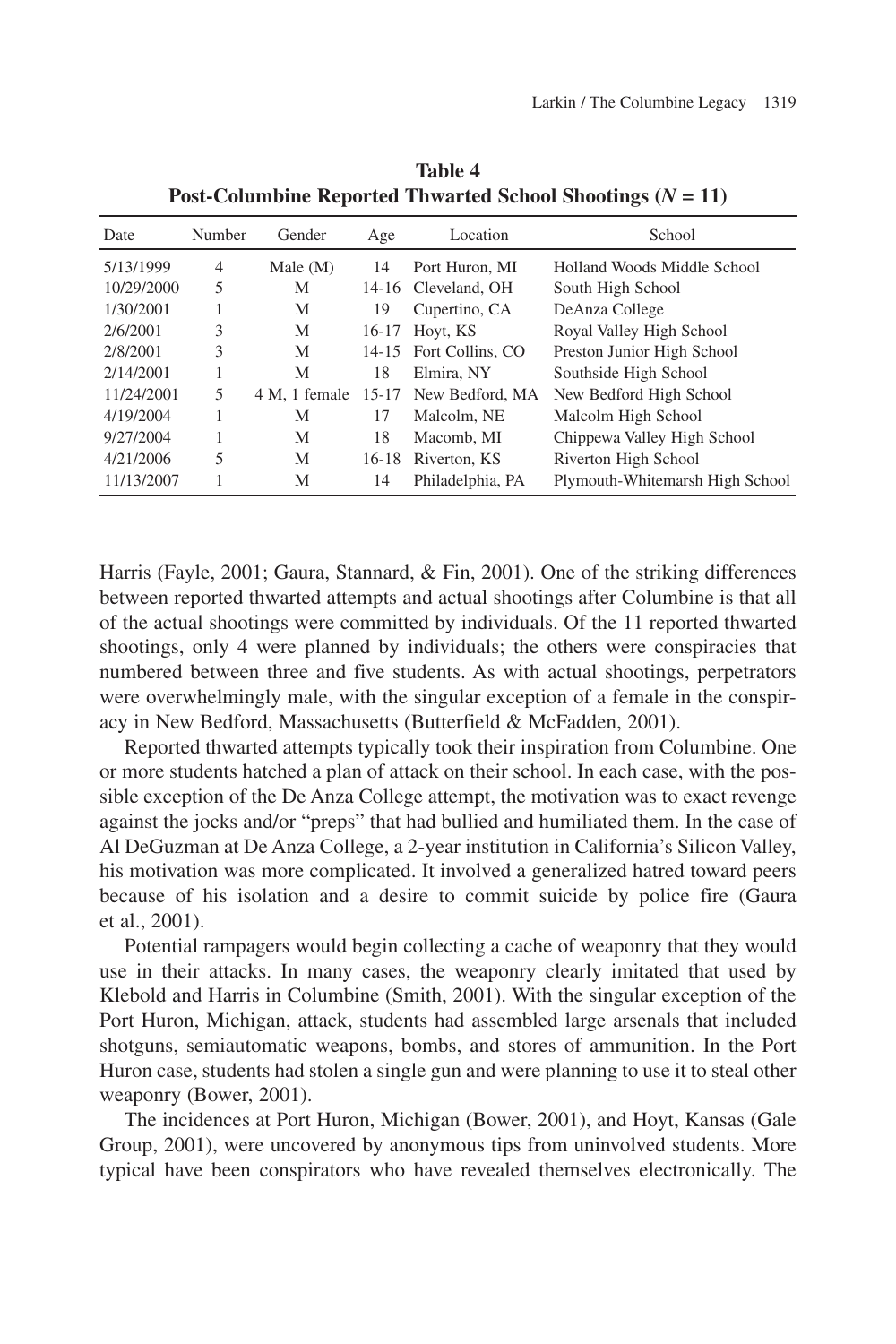**Table 4**
**Post-Columbine Reported Thwarted School Shootings ($N$ = 11)**

| Date | Number | Gender | Age | Location | School |
|---|---|---|---|---|---|
| 5/13/1999 | 4 | Male (M) | 14 | Port Huron, MI | Holland Woods Middle School |
| 10/29/2000 | 5 | M | 14-16 | Cleveland, OH | South High School |
| 1/30/2001 | 1 | M | 19 | Cupertino, CA | DeAnza College |
| 2/6/2001 | 3 | M | 16-17 | Hoyt, KS | Royal Valley High School |
| 2/8/2001 | 3 | M | 14-15 | Fort Collins, CO | Preston Junior High School |
| 2/14/2001 | 1 | M | 18 | Elmira, NY | Southside High School |
| 11/24/2001 | 5 | 4 M, 1 female | 15-17 | New Bedford, MA | New Bedford High School |
| 4/19/2004 | 1 | M | 17 | Malcolm, NE | Malcolm High School |
| 9/27/2004 | 1 | M | 18 | Macomb, MI | Chippewa Valley High School |
| 4/21/2006 | 5 | M | 16-18 | Riverton, KS | Riverton High School |
| 11/13/2007 | 1 | M | 14 | Philadelphia, PA | Plymouth-Whitemarsh High School |

Harris (Fayle, 2001; Gaura, Stannard, & Fin, 2001). One of the striking differences between reported thwarted attempts and actual shootings after Columbine is that all of the actual shootings were committed by individuals. Of the 11 reported thwarted shootings, only 4 were planned by individuals; the others were conspiracies that numbered between three and five students. As with actual shootings, perpetrators were overwhelmingly male, with the singular exception of a female in the conspiracy in New Bedford, Massachusetts (Butterfield & McFadden, 2001).

Reported thwarted attempts typically took their inspiration from Columbine. One or more students hatched a plan of attack on their school. In each case, with the possible exception of the De Anza College attempt, the motivation was to exact revenge against the jocks and/or "preps" that had bullied and humiliated them. In the case of Al DeGuzman at De Anza College, a 2-year institution in California's Silicon Valley, his motivation was more complicated. It involved a generalized hatred toward peers because of his isolation and a desire to commit suicide by police fire (Gaura et al., 2001).

Potential rampagers would begin collecting a cache of weaponry that they would use in their attacks. In many cases, the weaponry clearly imitated that used by Klebold and Harris in Columbine (Smith, 2001). With the singular exception of the Port Huron, Michigan, attack, students had assembled large arsenals that included shotguns, semiautomatic weapons, bombs, and stores of ammunition. In the Port Huron case, students had stolen a single gun and were planning to use it to steal other weaponry (Bower, 2001).

The incidences at Port Huron, Michigan (Bower, 2001), and Hoyt, Kansas (Gale Group, 2001), were uncovered by anonymous tips from uninvolved students. More typical have been conspirators who have revealed themselves electronically. The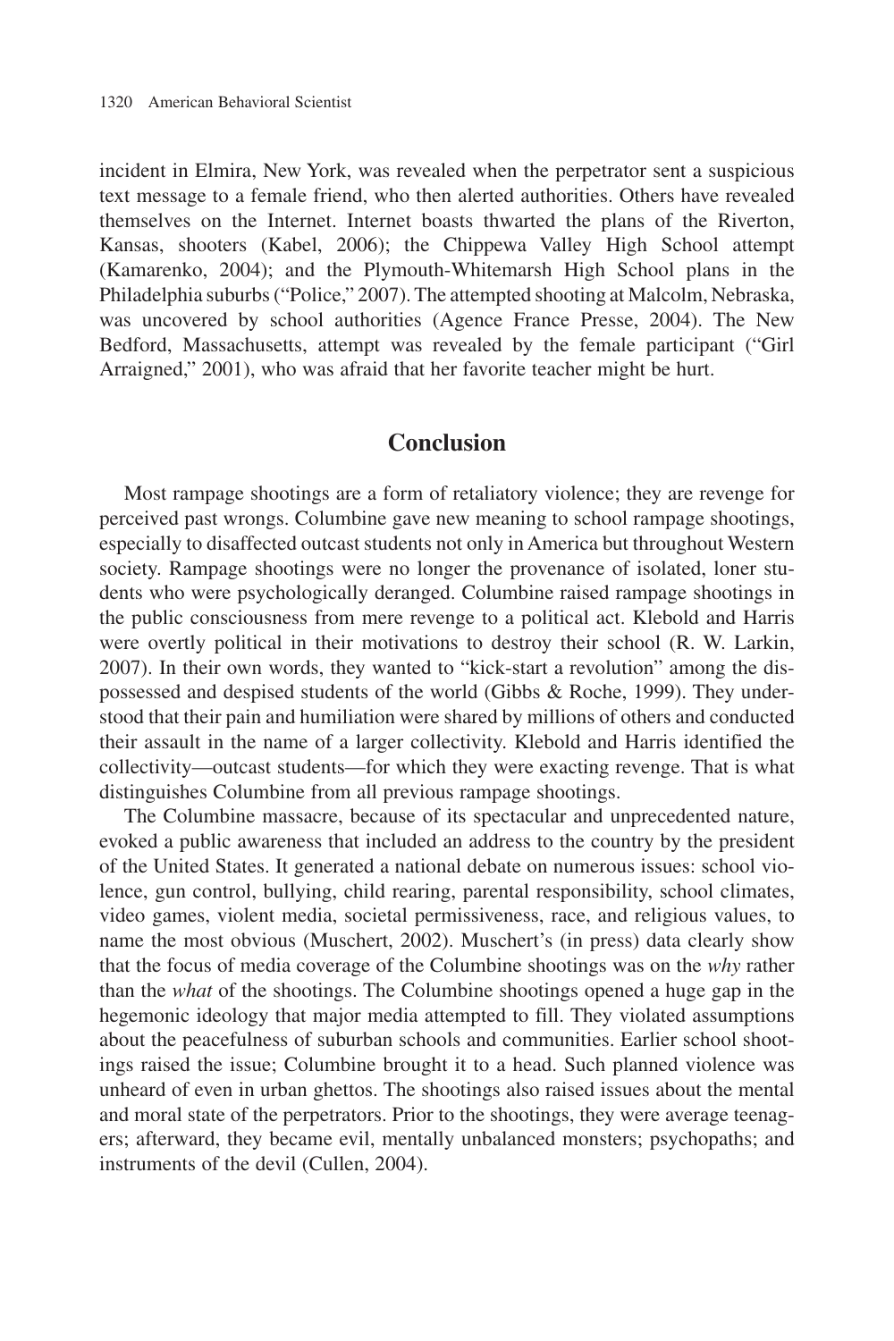incident in Elmira, New York, was revealed when the perpetrator sent a suspicious text message to a female friend, who then alerted authorities. Others have revealed themselves on the Internet. Internet boasts thwarted the plans of the Riverton, Kansas, shooters (Kabel, 2006); the Chippewa Valley High School attempt (Kamarenko, 2004); and the Plymouth-Whitemarsh High School plans in the Philadelphia suburbs ("Police," 2007). The attempted shooting at Malcolm, Nebraska, was uncovered by school authorities (Agence France Presse, 2004). The New Bedford, Massachusetts, attempt was revealed by the female participant ("Girl Arraigned," 2001), who was afraid that her favorite teacher might be hurt.

## Conclusion

Most rampage shootings are a form of retaliatory violence; they are revenge for perceived past wrongs. Columbine gave new meaning to school rampage shootings, especially to disaffected outcast students not only in America but throughout Western society. Rampage shootings were no longer the provenance of isolated, loner students who were psychologically deranged. Columbine raised rampage shootings in the public consciousness from mere revenge to a political act. Klebold and Harris were overtly political in their motivations to destroy their school (R. W. Larkin, 2007). In their own words, they wanted to "kick-start a revolution" among the dispossessed and despised students of the world (Gibbs & Roche, 1999). They understood that their pain and humiliation were shared by millions of others and conducted their assault in the name of a larger collectivity. Klebold and Harris identified the collectivity—outcast students—for which they were exacting revenge. That is what distinguishes Columbine from all previous rampage shootings.

The Columbine massacre, because of its spectacular and unprecedented nature, evoked a public awareness that included an address to the country by the president of the United States. It generated a national debate on numerous issues: school violence, gun control, bullying, child rearing, parental responsibility, school climates, video games, violent media, societal permissiveness, race, and religious values, to name the most obvious (Muschert, 2002). Muschert's (in press) data clearly show that the focus of media coverage of the Columbine shootings was on the *why* rather than the *what* of the shootings. The Columbine shootings opened a huge gap in the hegemonic ideology that major media attempted to fill. They violated assumptions about the peacefulness of suburban schools and communities. Earlier school shootings raised the issue; Columbine brought it to a head. Such planned violence was unheard of even in urban ghettos. The shootings also raised issues about the mental and moral state of the perpetrators. Prior to the shootings, they were average teenagers; afterward, they became evil, mentally unbalanced monsters; psychopaths; and instruments of the devil (Cullen, 2004).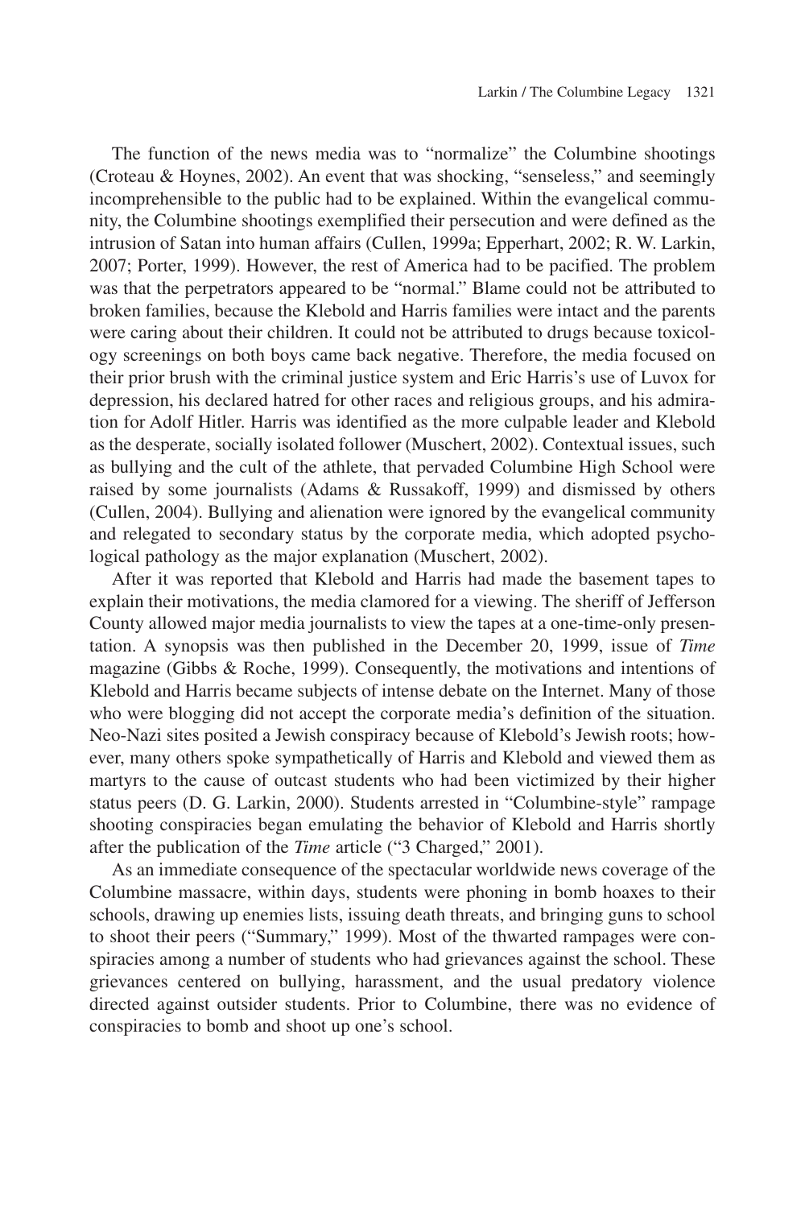The function of the news media was to "normalize" the Columbine shootings (Croteau & Hoynes, 2002). An event that was shocking, "senseless," and seemingly incomprehensible to the public had to be explained. Within the evangelical community, the Columbine shootings exemplified their persecution and were defined as the intrusion of Satan into human affairs (Cullen, 1999a; Epperhart, 2002; R. W. Larkin, 2007; Porter, 1999). However, the rest of America had to be pacified. The problem was that the perpetrators appeared to be "normal." Blame could not be attributed to broken families, because the Klebold and Harris families were intact and the parents were caring about their children. It could not be attributed to drugs because toxicology screenings on both boys came back negative. Therefore, the media focused on their prior brush with the criminal justice system and Eric Harris's use of Luvox for depression, his declared hatred for other races and religious groups, and his admiration for Adolf Hitler. Harris was identified as the more culpable leader and Klebold as the desperate, socially isolated follower (Muschert, 2002). Contextual issues, such as bullying and the cult of the athlete, that pervaded Columbine High School were raised by some journalists (Adams & Russakoff, 1999) and dismissed by others (Cullen, 2004). Bullying and alienation were ignored by the evangelical community and relegated to secondary status by the corporate media, which adopted psychological pathology as the major explanation (Muschert, 2002).

After it was reported that Klebold and Harris had made the basement tapes to explain their motivations, the media clamored for a viewing. The sheriff of Jefferson County allowed major media journalists to view the tapes at a one-time-only presentation. A synopsis was then published in the December 20, 1999, issue of *Time* magazine (Gibbs & Roche, 1999). Consequently, the motivations and intentions of Klebold and Harris became subjects of intense debate on the Internet. Many of those who were blogging did not accept the corporate media's definition of the situation. Neo-Nazi sites posited a Jewish conspiracy because of Klebold's Jewish roots; however, many others spoke sympathetically of Harris and Klebold and viewed them as martyrs to the cause of outcast students who had been victimized by their higher status peers (D. G. Larkin, 2000). Students arrested in "Columbine-style" rampage shooting conspiracies began emulating the behavior of Klebold and Harris shortly after the publication of the *Time* article ("3 Charged," 2001).

As an immediate consequence of the spectacular worldwide news coverage of the Columbine massacre, within days, students were phoning in bomb hoaxes to their schools, drawing up enemies lists, issuing death threats, and bringing guns to school to shoot their peers ("Summary," 1999). Most of the thwarted rampages were conspiracies among a number of students who had grievances against the school. These grievances centered on bullying, harassment, and the usual predatory violence directed against outsider students. Prior to Columbine, there was no evidence of conspiracies to bomb and shoot up one's school.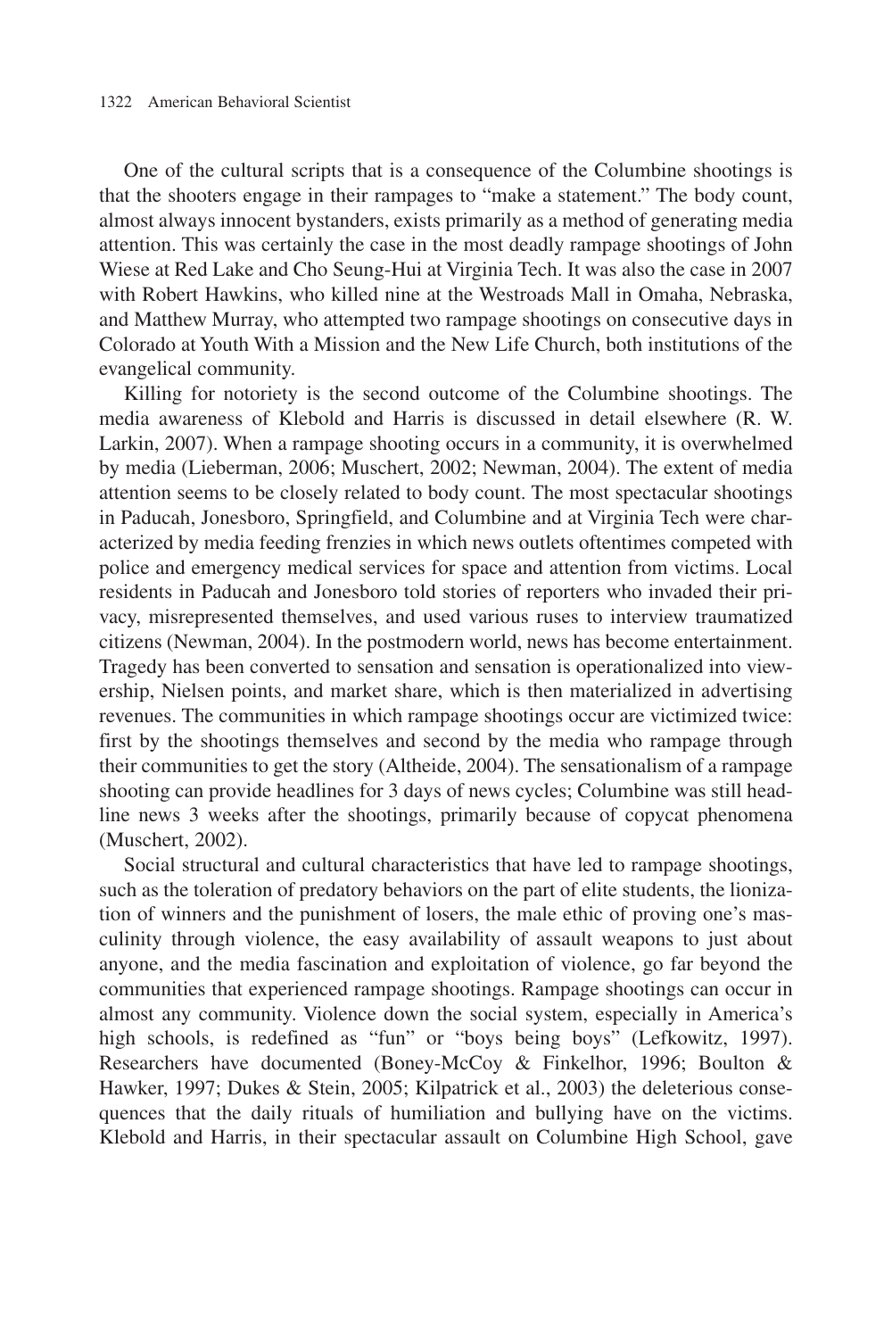One of the cultural scripts that is a consequence of the Columbine shootings is that the shooters engage in their rampages to "make a statement." The body count, almost always innocent bystanders, exists primarily as a method of generating media attention. This was certainly the case in the most deadly rampage shootings of John Wiese at Red Lake and Cho Seung-Hui at Virginia Tech. It was also the case in 2007 with Robert Hawkins, who killed nine at the Westroads Mall in Omaha, Nebraska, and Matthew Murray, who attempted two rampage shootings on consecutive days in Colorado at Youth With a Mission and the New Life Church, both institutions of the evangelical community.

Killing for notoriety is the second outcome of the Columbine shootings. The media awareness of Klebold and Harris is discussed in detail elsewhere (R. W. Larkin, 2007). When a rampage shooting occurs in a community, it is overwhelmed by media (Lieberman, 2006; Muschert, 2002; Newman, 2004). The extent of media attention seems to be closely related to body count. The most spectacular shootings in Paducah, Jonesboro, Springfield, and Columbine and at Virginia Tech were characterized by media feeding frenzies in which news outlets oftentimes competed with police and emergency medical services for space and attention from victims. Local residents in Paducah and Jonesboro told stories of reporters who invaded their privacy, misrepresented themselves, and used various ruses to interview traumatized citizens (Newman, 2004). In the postmodern world, news has become entertainment. Tragedy has been converted to sensation and sensation is operationalized into viewership, Nielsen points, and market share, which is then materialized in advertising revenues. The communities in which rampage shootings occur are victimized twice: first by the shootings themselves and second by the media who rampage through their communities to get the story (Altheide, 2004). The sensationalism of a rampage shooting can provide headlines for 3 days of news cycles; Columbine was still headline news 3 weeks after the shootings, primarily because of copycat phenomena (Muschert, 2002).

Social structural and cultural characteristics that have led to rampage shootings, such as the toleration of predatory behaviors on the part of elite students, the lionization of winners and the punishment of losers, the male ethic of proving one's masculinity through violence, the easy availability of assault weapons to just about anyone, and the media fascination and exploitation of violence, go far beyond the communities that experienced rampage shootings. Rampage shootings can occur in almost any community. Violence down the social system, especially in America's high schools, is redefined as "fun" or "boys being boys" (Lefkowitz, 1997). Researchers have documented (Boney-McCoy & Finkelhor, 1996; Boulton & Hawker, 1997; Dukes & Stein, 2005; Kilpatrick et al., 2003) the deleterious consequences that the daily rituals of humiliation and bullying have on the victims. Klebold and Harris, in their spectacular assault on Columbine High School, gave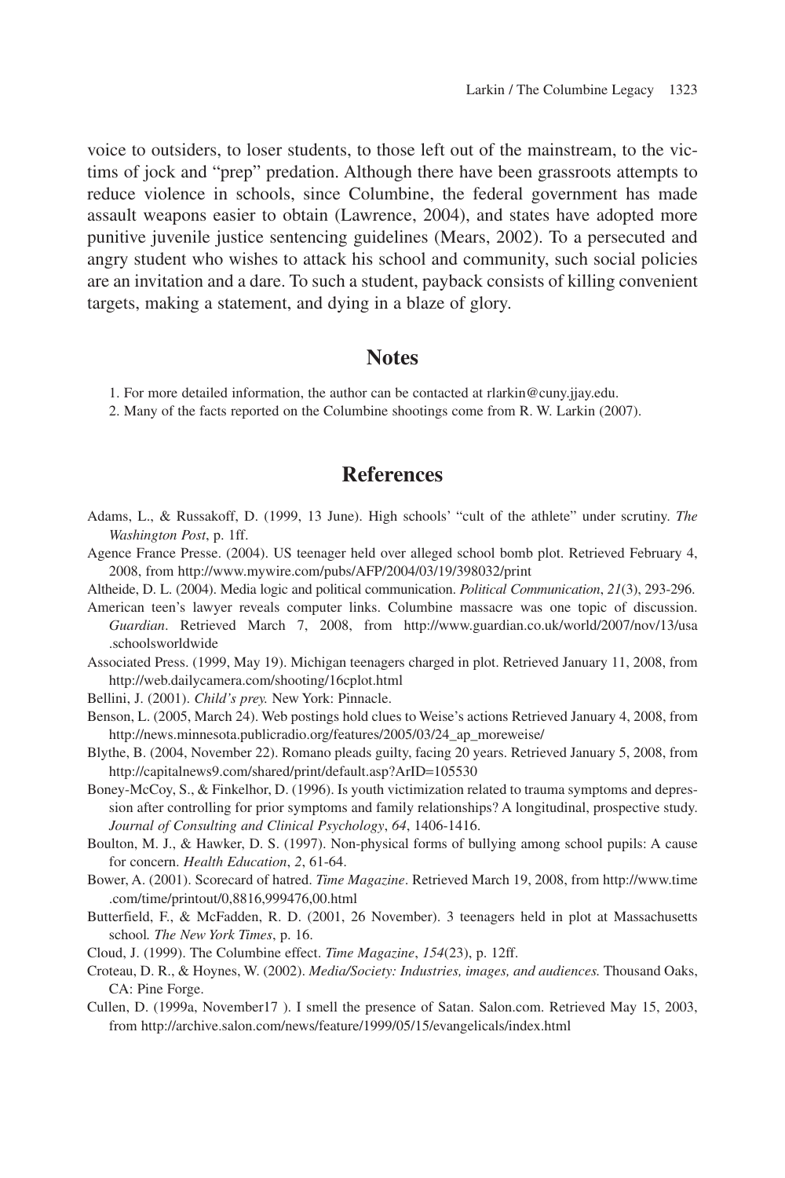voice to outsiders, to loser students, to those left out of the mainstream, to the victims of jock and "prep" predation. Although there have been grassroots attempts to reduce violence in schools, since Columbine, the federal government has made assault weapons easier to obtain (Lawrence, 2004), and states have adopted more punitive juvenile justice sentencing guidelines (Mears, 2002). To a persecuted and angry student who wishes to attack his school and community, such social policies are an invitation and a dare. To such a student, payback consists of killing convenient targets, making a statement, and dying in a blaze of glory.

## Notes

1. For more detailed information, the author can be contacted at rlarkin@cuny.jjay.edu.
2. Many of the facts reported on the Columbine shootings come from R. W. Larkin (2007).

## References

Adams, L., & Russakoff, D. (1999, 13 June). High schools' "cult of the athlete" under scrutiny. *The Washington Post*, p. 1ff.

Agence France Presse. (2004). US teenager held over alleged school bomb plot. Retrieved February 4, 2008, from http://www.mywire.com/pubs/AFP/2004/03/19/398032/print

Altheide, D. L. (2004). Media logic and political communication. *Political Communication*, *21*(3), 293-296.

American teen's lawyer reveals computer links. Columbine massacre was one topic of discussion. *Guardian*. Retrieved March 7, 2008, from http://www.guardian.co.uk/world/2007/nov/13/usa.schoolsworldwide

Associated Press. (1999, May 19). Michigan teenagers charged in plot. Retrieved January 11, 2008, from http://web.dailycamera.com/shooting/16cplot.html

Bellini, J. (2001). *Child's prey.* New York: Pinnacle.

Benson, L. (2005, March 24). Web postings hold clues to Weise's actions Retrieved January 4, 2008, from http://news.minnesota.publicradio.org/features/2005/03/24_ap_moreweise/

Blythe, B. (2004, November 22). Romano pleads guilty, facing 20 years. Retrieved January 5, 2008, from http://capitalnews9.com/shared/print/default.asp?ArID=105530

Boney-McCoy, S., & Finkelhor, D. (1996). Is youth victimization related to trauma symptoms and depression after controlling for prior symptoms and family relationships? A longitudinal, prospective study. *Journal of Consulting and Clinical Psychology*, *64*, 1406-1416.

Boulton, M. J., & Hawker, D. S. (1997). Non-physical forms of bullying among school pupils: A cause for concern. *Health Education*, *2*, 61-64.

Bower, A. (2001). Scorecard of hatred. *Time Magazine*. Retrieved March 19, 2008, from http://www.time.com/time/printout/0,8816,999476,00.html

Butterfield, F., & McFadden, R. D. (2001, 26 November). 3 teenagers held in plot at Massachusetts school*. The New York Times*, p. 16.

Cloud, J. (1999). The Columbine effect. *Time Magazine*, *154*(23), p. 12ff.

Croteau, D. R., & Hoynes, W. (2002). *Media/Society: Industries, images, and audiences.* Thousand Oaks, CA: Pine Forge.

Cullen, D. (1999a, November17 ). I smell the presence of Satan. Salon.com. Retrieved May 15, 2003, from http://archive.salon.com/news/feature/1999/05/15/evangelicals/index.html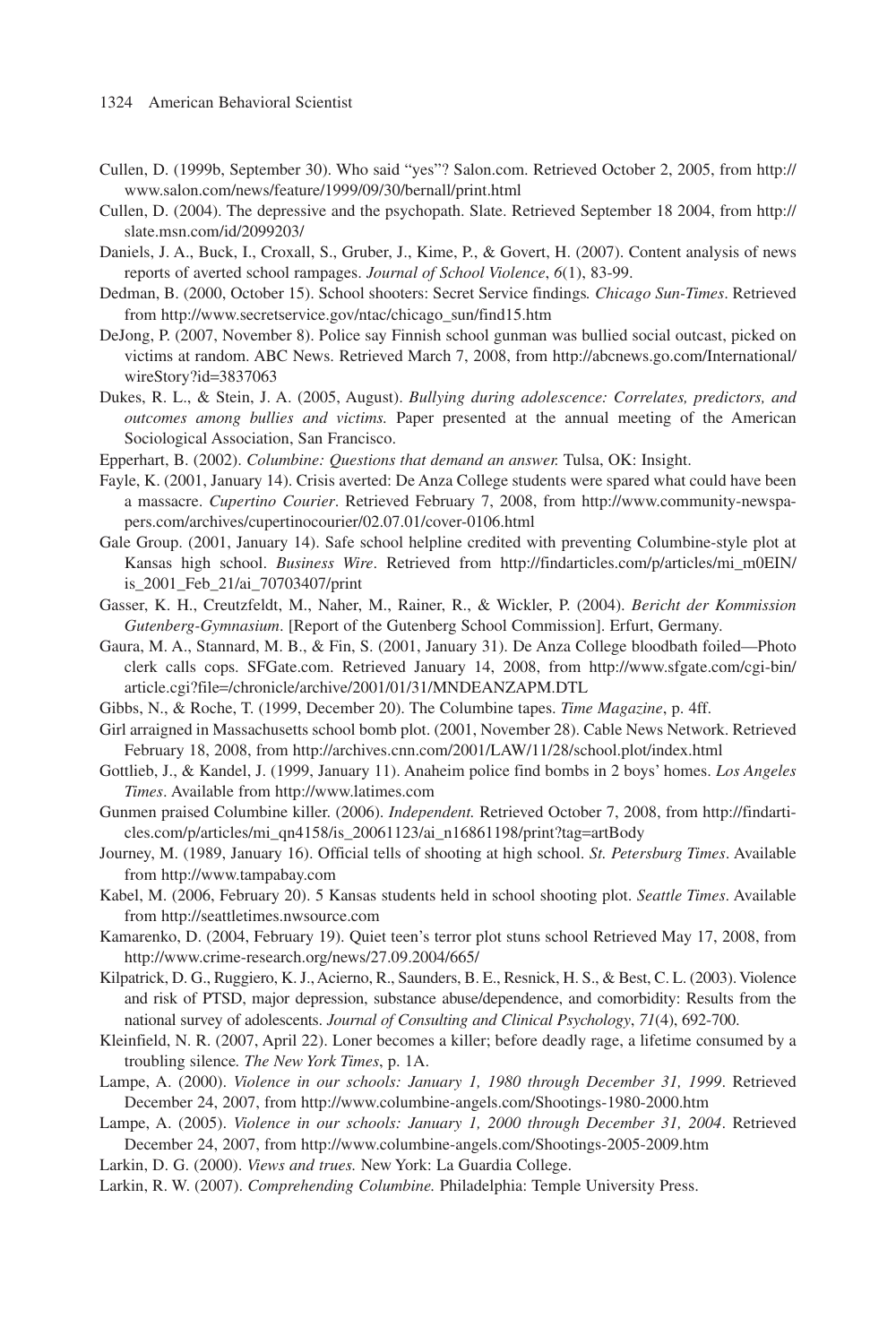Cullen, D. (1999b, September 30). Who said "yes"? Salon.com. Retrieved October 2, 2005, from http://www.salon.com/news/feature/1999/09/30/bernall/print.html

Cullen, D. (2004). The depressive and the psychopath. Slate. Retrieved September 18 2004, from http://slate.msn.com/id/2099203/

Daniels, J. A., Buck, I., Croxall, S., Gruber, J., Kime, P., & Govert, H. (2007). Content analysis of news reports of averted school rampages. *Journal of School Violence*, *6*(1), 83-99.

Dedman, B. (2000, October 15). School shooters: Secret Service findings*. Chicago Sun-Times*. Retrieved from http://www.secretservice.gov/ntac/chicago_sun/find15.htm

DeJong, P. (2007, November 8). Police say Finnish school gunman was bullied social outcast, picked on victims at random. ABC News. Retrieved March 7, 2008, from http://abcnews.go.com/International/wireStory?id=3837063

Dukes, R. L., & Stein, J. A. (2005, August). *Bullying during adolescence: Correlates, predictors, and outcomes among bullies and victims.* Paper presented at the annual meeting of the American Sociological Association, San Francisco.

Epperhart, B. (2002). *Columbine: Questions that demand an answer.* Tulsa, OK: Insight.

Fayle, K. (2001, January 14). Crisis averted: De Anza College students were spared what could have been a massacre. *Cupertino Courier*. Retrieved February 7, 2008, from http://www.community-newspapers.com/archives/cupertinocourier/02.07.01/cover-0106.html

Gale Group. (2001, January 14). Safe school helpline credited with preventing Columbine-style plot at Kansas high school. *Business Wire*. Retrieved from http://findarticles.com/p/articles/mi_m0EIN/is_2001_Feb_21/ai_70703407/print

Gasser, K. H., Creutzfeldt, M., Naher, M., Rainer, R., & Wickler, P. (2004). *Bericht der Kommission Gutenberg-Gymnasium*. [Report of the Gutenberg School Commission]. Erfurt, Germany.

Gaura, M. A., Stannard, M. B., & Fin, S. (2001, January 31). De Anza College bloodbath foiled—Photo clerk calls cops. SFGate.com. Retrieved January 14, 2008, from http://www.sfgate.com/cgi-bin/article.cgi?file=/chronicle/archive/2001/01/31/MNDEANZAPM.DTL

Gibbs, N., & Roche, T. (1999, December 20). The Columbine tapes. *Time Magazine*, p. 4ff.

Girl arraigned in Massachusetts school bomb plot. (2001, November 28). Cable News Network. Retrieved February 18, 2008, from http://archives.cnn.com/2001/LAW/11/28/school.plot/index.html

Gottlieb, J., & Kandel, J. (1999, January 11). Anaheim police find bombs in 2 boys' homes. *Los Angeles Times*. Available from http://www.latimes.com

Gunmen praised Columbine killer. (2006). *Independent.* Retrieved October 7, 2008, from http://findarticles.com/p/articles/mi_qn4158/is_20061123/ai_n16861198/print?tag=artBody

Journey, M. (1989, January 16). Official tells of shooting at high school. *St. Petersburg Times*. Available from http://www.tampabay.com

Kabel, M. (2006, February 20). 5 Kansas students held in school shooting plot. *Seattle Times*. Available from http://seattletimes.nwsource.com

Kamarenko, D. (2004, February 19). Quiet teen's terror plot stuns school Retrieved May 17, 2008, from http://www.crime-research.org/news/27.09.2004/665/

Kilpatrick, D. G., Ruggiero, K. J., Acierno, R., Saunders, B. E., Resnick, H. S., & Best, C. L. (2003). Violence and risk of PTSD, major depression, substance abuse/dependence, and comorbidity: Results from the national survey of adolescents. *Journal of Consulting and Clinical Psychology*, *71*(4), 692-700.

Kleinfield, N. R. (2007, April 22). Loner becomes a killer; before deadly rage, a lifetime consumed by a troubling silence*. The New York Times*, p. 1A.

Lampe, A. (2000). *Violence in our schools: January 1, 1980 through December 31, 1999*. Retrieved December 24, 2007, from http://www.columbine-angels.com/Shootings-1980-2000.htm

Lampe, A. (2005). *Violence in our schools: January 1, 2000 through December 31, 2004*. Retrieved December 24, 2007, from http://www.columbine-angels.com/Shootings-2005-2009.htm

Larkin, D. G. (2000). *Views and trues.* New York: La Guardia College.

Larkin, R. W. (2007). *Comprehending Columbine.* Philadelphia: Temple University Press.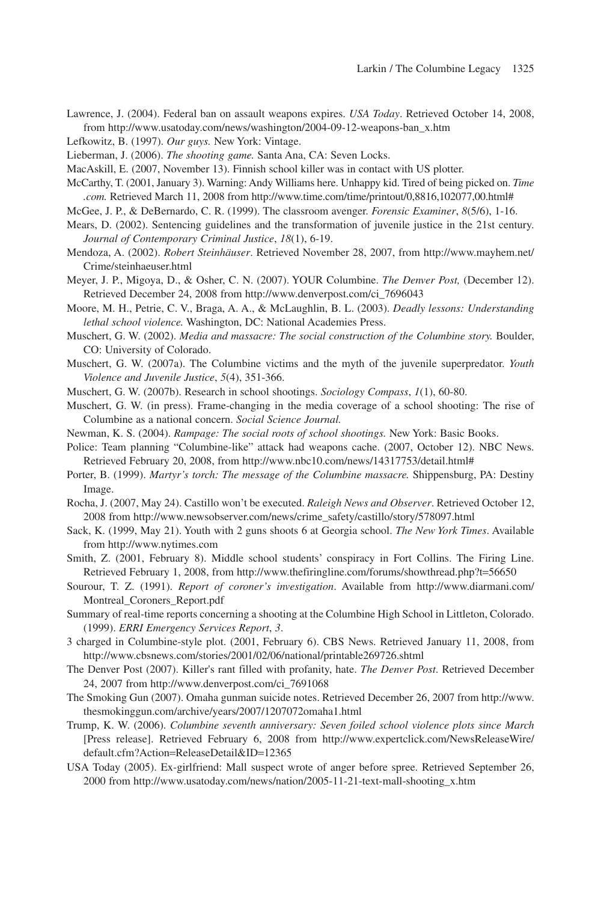Lawrence, J. (2004). Federal ban on assault weapons expires. *USA Today*. Retrieved October 14, 2008, from http://www.usatoday.com/news/washington/2004-09-12-weapons-ban_x.htm

Lefkowitz, B. (1997). *Our guys.* New York: Vintage.

Lieberman, J. (2006). *The shooting game.* Santa Ana, CA: Seven Locks.

MacAskill, E. (2007, November 13). Finnish school killer was in contact with US plotter.

McCarthy, T. (2001, January 3). Warning: Andy Williams here. Unhappy kid. Tired of being picked on. *Time .com.* Retrieved March 11, 2008 from http://www.time.com/time/printout/0,8816,102077,00.html#

McGee, J. P., & DeBernardo, C. R. (1999). The classroom avenger. *Forensic Examiner*, *8*(5/6), 1-16.

Mears, D. (2002). Sentencing guidelines and the transformation of juvenile justice in the 21st century. *Journal of Contemporary Criminal Justice*, *18*(1), 6-19.

Mendoza, A. (2002). *Robert Steinhäuser*. Retrieved November 28, 2007, from http://www.mayhem.net/Crime/steinhaeuser.html

Meyer, J. P., Migoya, D., & Osher, C. N. (2007). YOUR Columbine. *The Denver Post,* (December 12). Retrieved December 24, 2008 from http://www.denverpost.com/ci_7696043

Moore, M. H., Petrie, C. V., Braga, A. A., & McLaughlin, B. L. (2003). *Deadly lessons: Understanding lethal school violence.* Washington, DC: National Academies Press.

Muschert, G. W. (2002). *Media and massacre: The social construction of the Columbine story.* Boulder, CO: University of Colorado.

Muschert, G. W. (2007a). The Columbine victims and the myth of the juvenile superpredator. *Youth Violence and Juvenile Justice*, *5*(4), 351-366.

Muschert, G. W. (2007b). Research in school shootings. *Sociology Compass*, *1*(1), 60-80.

Muschert, G. W. (in press). Frame-changing in the media coverage of a school shooting: The rise of Columbine as a national concern. *Social Science Journal.*

Newman, K. S. (2004). *Rampage: The social roots of school shootings.* New York: Basic Books.

Police: Team planning "Columbine-like" attack had weapons cache. (2007, October 12). NBC News. Retrieved February 20, 2008, from http://www.nbc10.com/news/14317753/detail.html#

Porter, B. (1999). *Martyr's torch: The message of the Columbine massacre.* Shippensburg, PA: Destiny Image.

Rocha, J. (2007, May 24). Castillo won't be executed. *Raleigh News and Observer*. Retrieved October 12, 2008 from http://www.newsobserver.com/news/crime_safety/castillo/story/578097.html

Sack, K. (1999, May 21). Youth with 2 guns shoots 6 at Georgia school. *The New York Times*. Available from http://www.nytimes.com

Smith, Z. (2001, February 8). Middle school students' conspiracy in Fort Collins. The Firing Line. Retrieved February 1, 2008, from http://www.thefiringline.com/forums/showthread.php?t=56650

Sourour, T. Z. (1991). *Report of coroner's investigation*. Available from http://www.diarmani.com/Montreal_Coroners_Report.pdf

Summary of real-time reports concerning a shooting at the Columbine High School in Littleton, Colorado. (1999). *ERRI Emergency Services Report*, *3*.

3 charged in Columbine-style plot. (2001, February 6). CBS News. Retrieved January 11, 2008, from http://www.cbsnews.com/stories/2001/02/06/national/printable269726.shtml

The Denver Post (2007). Killer's rant filled with profanity, hate. *The Denver Post*. Retrieved December 24, 2007 from http://www.denverpost.com/ci_7691068

The Smoking Gun (2007). Omaha gunman suicide notes. Retrieved December 26, 2007 from http://www.thesmokinggun.com/archive/years/2007/1207072omaha1.html

Trump, K. W. (2006). *Columbine seventh anniversary: Seven foiled school violence plots since March* [Press release]. Retrieved February 6, 2008 from http://www.expertclick.com/NewsReleaseWire/default.cfm?Action=ReleaseDetail&ID=12365

USA Today (2005). Ex-girlfriend: Mall suspect wrote of anger before spree. Retrieved September 26, 2000 from http://www.usatoday.com/news/nation/2005-11-21-text-mall-shooting_x.htm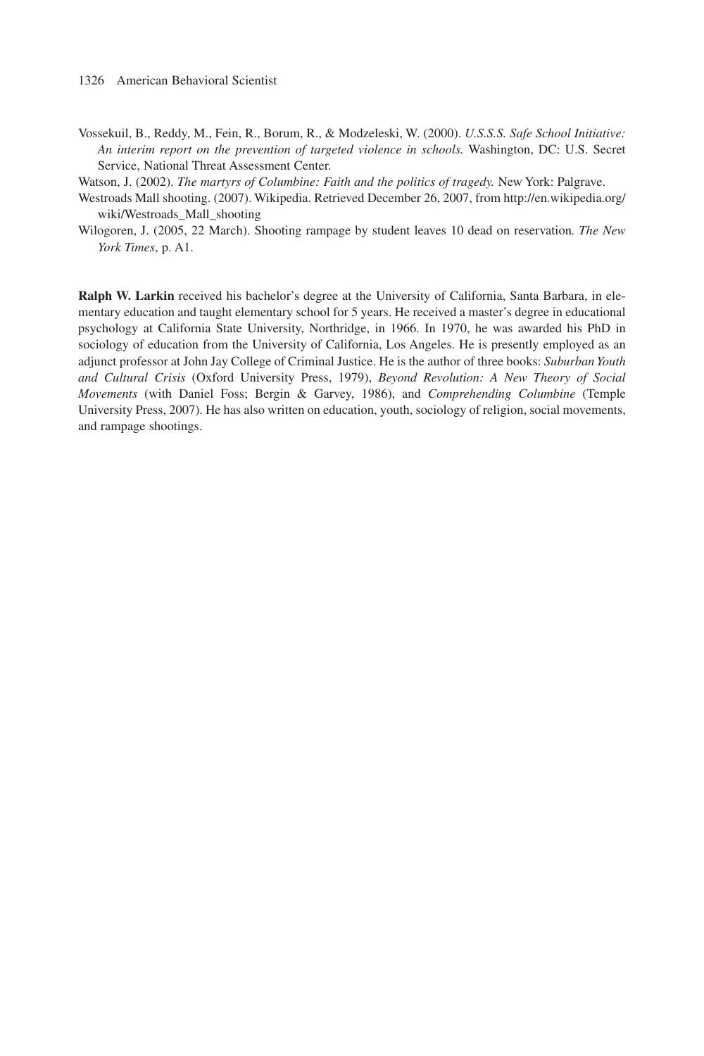Vossekuil, B., Reddy, M., Fein, R., Borum, R., & Modzeleski, W. (2000). *U.S.S.S. Safe School Initiative: An interim report on the prevention of targeted violence in schools.* Washington, DC: U.S. Secret Service, National Threat Assessment Center.

Watson, J. (2002). *The martyrs of Columbine: Faith and the politics of tragedy.* New York: Palgrave.

Westroads Mall shooting. (2007). Wikipedia. Retrieved December 26, 2007, from http://en.wikipedia.org/wiki/Westroads_Mall_shooting

Wilogoren, J. (2005, 22 March). Shooting rampage by student leaves 10 dead on reservation*. The New York Times*, p. A1.

**Ralph W. Larkin** received his bachelor's degree at the University of California, Santa Barbara, in elementary education and taught elementary school for 5 years. He received a master's degree in educational psychology at California State University, Northridge, in 1966. In 1970, he was awarded his PhD in sociology of education from the University of California, Los Angeles. He is presently employed as an adjunct professor at John Jay College of Criminal Justice. He is the author of three books: *Suburban Youth and Cultural Crisis* (Oxford University Press, 1979), *Beyond Revolution: A New Theory of Social Movements* (with Daniel Foss; Bergin & Garvey, 1986), and *Comprehending Columbine* (Temple University Press, 2007). He has also written on education, youth, sociology of religion, social movements, and rampage shootings.